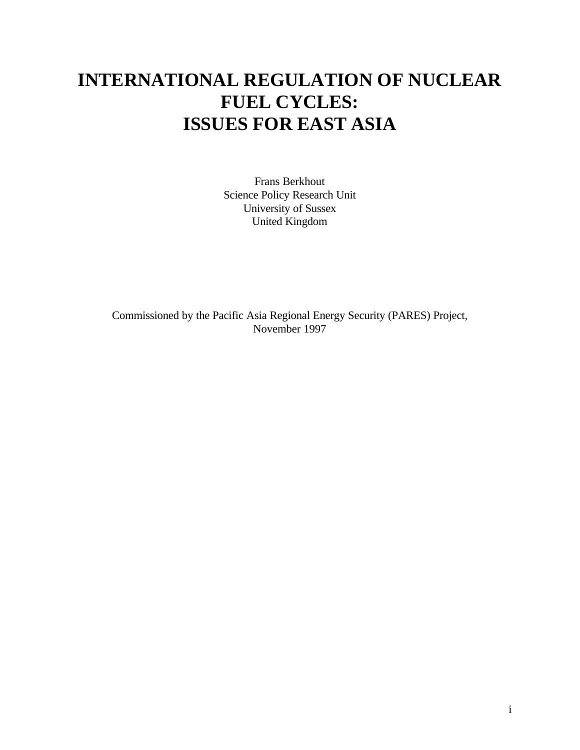# INTERNATIONAL REGULATION OF NUCLEAR FUEL CYCLES: ISSUES FOR EAST ASIA

Frans Berkhout
Science Policy Research Unit
University of Sussex
United Kingdom

Commissioned by the Pacific Asia Regional Energy Security (PARES) Project,
November 1997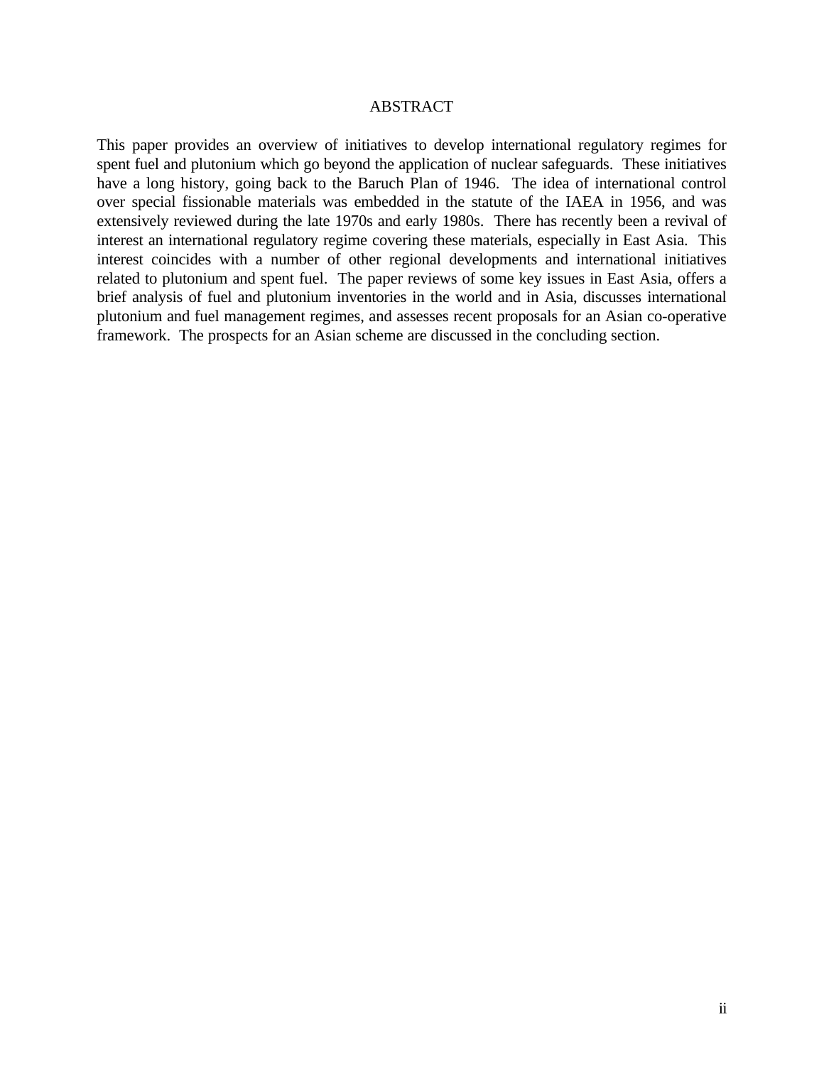# ABSTRACT

This paper provides an overview of initiatives to develop international regulatory regimes for spent fuel and plutonium which go beyond the application of nuclear safeguards. These initiatives have a long history, going back to the Baruch Plan of 1946. The idea of international control over special fissionable materials was embedded in the statute of the IAEA in 1956, and was extensively reviewed during the late 1970s and early 1980s. There has recently been a revival of interest an international regulatory regime covering these materials, especially in East Asia. This interest coincides with a number of other regional developments and international initiatives related to plutonium and spent fuel. The paper reviews of some key issues in East Asia, offers a brief analysis of fuel and plutonium inventories in the world and in Asia, discusses international plutonium and fuel management regimes, and assesses recent proposals for an Asian co-operative framework. The prospects for an Asian scheme are discussed in the concluding section.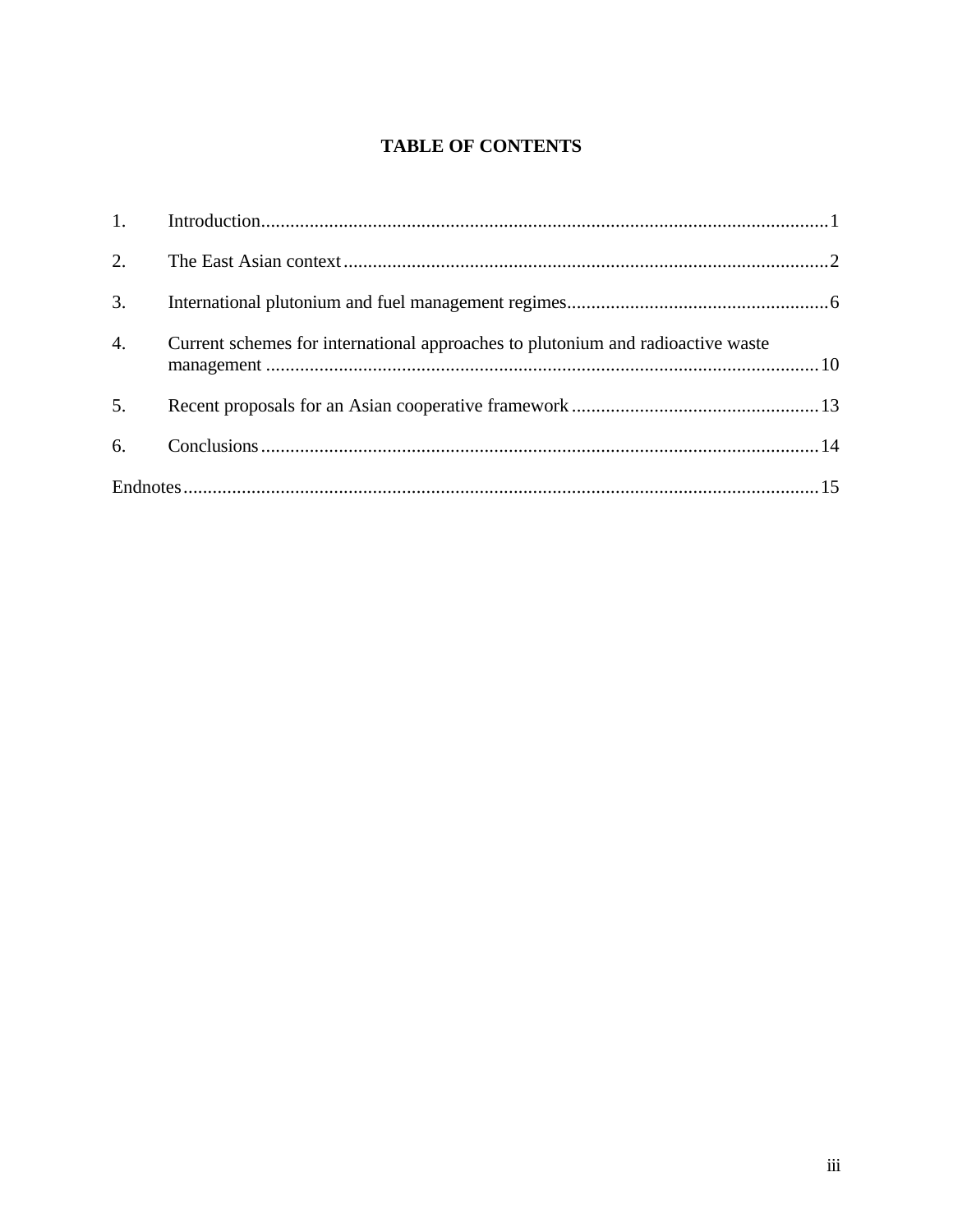# TABLE OF CONTENTS

1. Introduction....................................................................................................................1
2. The East Asian context ....................................................................................................2
3. International plutonium and fuel management regimes......................................................6
4. Current schemes for international approaches to plutonium and radioactive waste management ..................................................................................................................10
5. Recent proposals for an Asian cooperative framework ...................................................13
6. Conclusions ..................................................................................................................14

Endnotes..................................................................................................................................15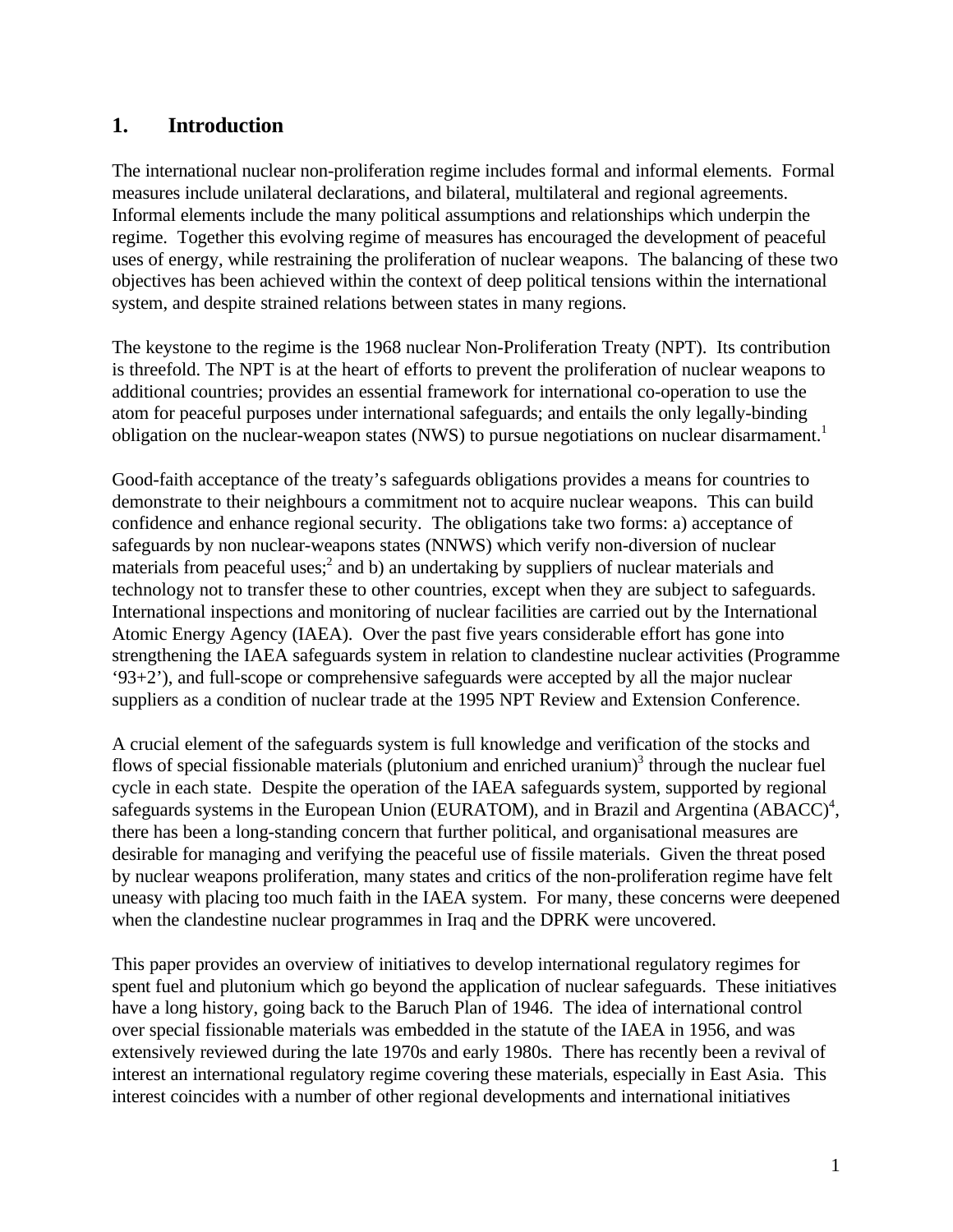## 1. Introduction

The international nuclear non-proliferation regime includes formal and informal elements. Formal measures include unilateral declarations, and bilateral, multilateral and regional agreements. Informal elements include the many political assumptions and relationships which underpin the regime. Together this evolving regime of measures has encouraged the development of peaceful uses of energy, while restraining the proliferation of nuclear weapons. The balancing of these two objectives has been achieved within the context of deep political tensions within the international system, and despite strained relations between states in many regions.

The keystone to the regime is the 1968 nuclear Non-Proliferation Treaty (NPT). Its contribution is threefold. The NPT is at the heart of efforts to prevent the proliferation of nuclear weapons to additional countries; provides an essential framework for international co-operation to use the atom for peaceful purposes under international safeguards; and entails the only legally-binding obligation on the nuclear-weapon states (NWS) to pursue negotiations on nuclear disarmament.[1]

Good-faith acceptance of the treaty's safeguards obligations provides a means for countries to demonstrate to their neighbours a commitment not to acquire nuclear weapons. This can build confidence and enhance regional security. The obligations take two forms: a) acceptance of safeguards by non nuclear-weapons states (NNWS) which verify non-diversion of nuclear materials from peaceful uses;[2] and b) an undertaking by suppliers of nuclear materials and technology not to transfer these to other countries, except when they are subject to safeguards. International inspections and monitoring of nuclear facilities are carried out by the International Atomic Energy Agency (IAEA). Over the past five years considerable effort has gone into strengthening the IAEA safeguards system in relation to clandestine nuclear activities (Programme '93+2'), and full-scope or comprehensive safeguards were accepted by all the major nuclear suppliers as a condition of nuclear trade at the 1995 NPT Review and Extension Conference.

A crucial element of the safeguards system is full knowledge and verification of the stocks and flows of special fissionable materials (plutonium and enriched uranium)[3] through the nuclear fuel cycle in each state. Despite the operation of the IAEA safeguards system, supported by regional safeguards systems in the European Union (EURATOM), and in Brazil and Argentina (ABACC)[4], there has been a long-standing concern that further political, and organisational measures are desirable for managing and verifying the peaceful use of fissile materials. Given the threat posed by nuclear weapons proliferation, many states and critics of the non-proliferation regime have felt uneasy with placing too much faith in the IAEA system. For many, these concerns were deepened when the clandestine nuclear programmes in Iraq and the DPRK were uncovered.

This paper provides an overview of initiatives to develop international regulatory regimes for spent fuel and plutonium which go beyond the application of nuclear safeguards. These initiatives have a long history, going back to the Baruch Plan of 1946. The idea of international control over special fissionable materials was embedded in the statute of the IAEA in 1956, and was extensively reviewed during the late 1970s and early 1980s. There has recently been a revival of interest an international regulatory regime covering these materials, especially in East Asia. This interest coincides with a number of other regional developments and international initiatives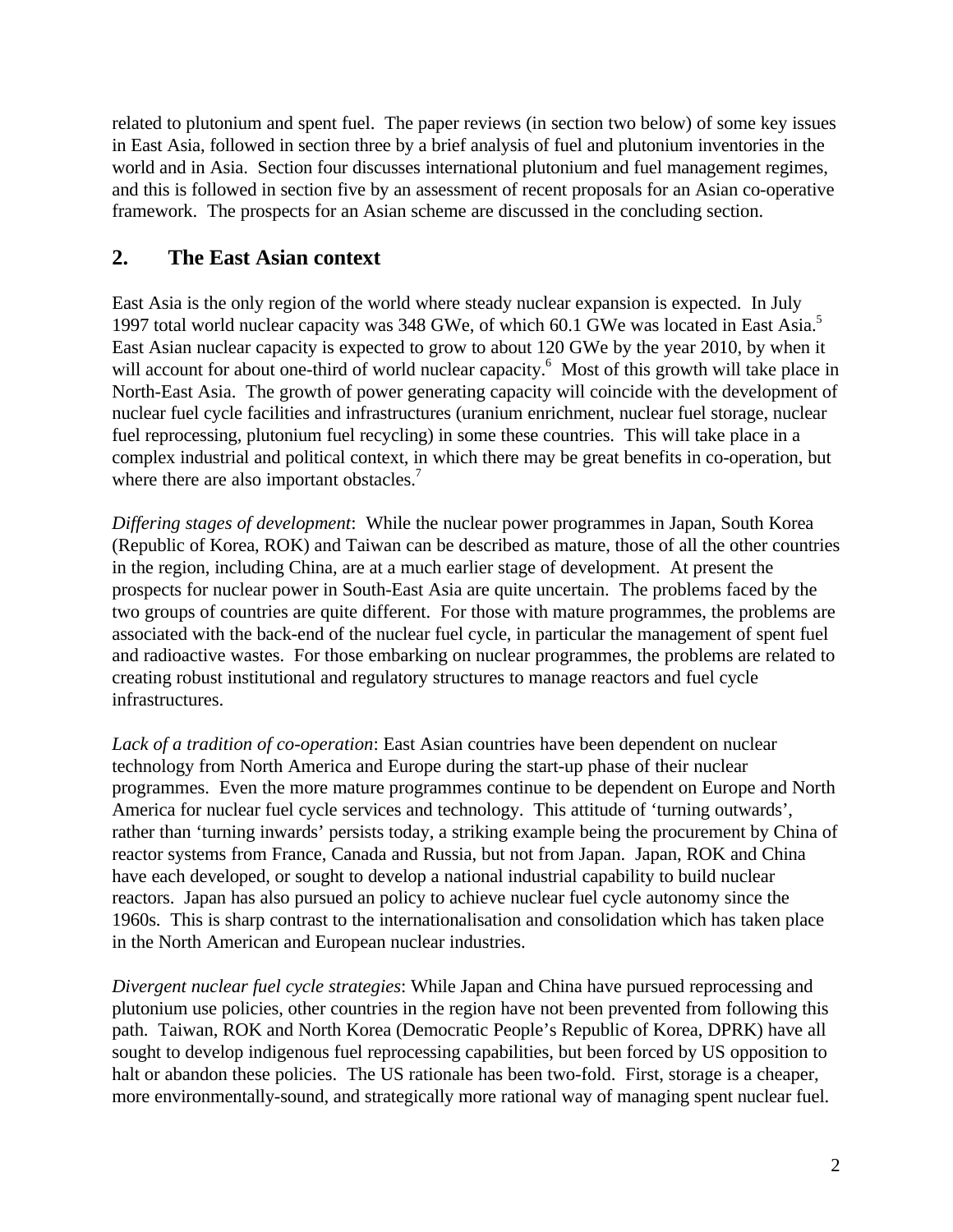related to plutonium and spent fuel. The paper reviews (in section two below) of some key issues in East Asia, followed in section three by a brief analysis of fuel and plutonium inventories in the world and in Asia. Section four discusses international plutonium and fuel management regimes, and this is followed in section five by an assessment of recent proposals for an Asian co-operative framework. The prospects for an Asian scheme are discussed in the concluding section.

## 2. The East Asian context

East Asia is the only region of the world where steady nuclear expansion is expected. In July 1997 total world nuclear capacity was 348 GWe, of which 60.1 GWe was located in East Asia.[5] East Asian nuclear capacity is expected to grow to about 120 GWe by the year 2010, by when it will account for about one-third of world nuclear capacity.[6] Most of this growth will take place in North-East Asia. The growth of power generating capacity will coincide with the development of nuclear fuel cycle facilities and infrastructures (uranium enrichment, nuclear fuel storage, nuclear fuel reprocessing, plutonium fuel recycling) in some these countries. This will take place in a complex industrial and political context, in which there may be great benefits in co-operation, but where there are also important obstacles.[7]

*Differing stages of development*: While the nuclear power programmes in Japan, South Korea (Republic of Korea, ROK) and Taiwan can be described as mature, those of all the other countries in the region, including China, are at a much earlier stage of development. At present the prospects for nuclear power in South-East Asia are quite uncertain. The problems faced by the two groups of countries are quite different. For those with mature programmes, the problems are associated with the back-end of the nuclear fuel cycle, in particular the management of spent fuel and radioactive wastes. For those embarking on nuclear programmes, the problems are related to creating robust institutional and regulatory structures to manage reactors and fuel cycle infrastructures.

*Lack of a tradition of co-operation*: East Asian countries have been dependent on nuclear technology from North America and Europe during the start-up phase of their nuclear programmes. Even the more mature programmes continue to be dependent on Europe and North America for nuclear fuel cycle services and technology. This attitude of 'turning outwards', rather than 'turning inwards' persists today, a striking example being the procurement by China of reactor systems from France, Canada and Russia, but not from Japan. Japan, ROK and China have each developed, or sought to develop a national industrial capability to build nuclear reactors. Japan has also pursued an policy to achieve nuclear fuel cycle autonomy since the 1960s. This is sharp contrast to the internationalisation and consolidation which has taken place in the North American and European nuclear industries.

*Divergent nuclear fuel cycle strategies*: While Japan and China have pursued reprocessing and plutonium use policies, other countries in the region have not been prevented from following this path. Taiwan, ROK and North Korea (Democratic People's Republic of Korea, DPRK) have all sought to develop indigenous fuel reprocessing capabilities, but been forced by US opposition to halt or abandon these policies. The US rationale has been two-fold. First, storage is a cheaper, more environmentally-sound, and strategically more rational way of managing spent nuclear fuel.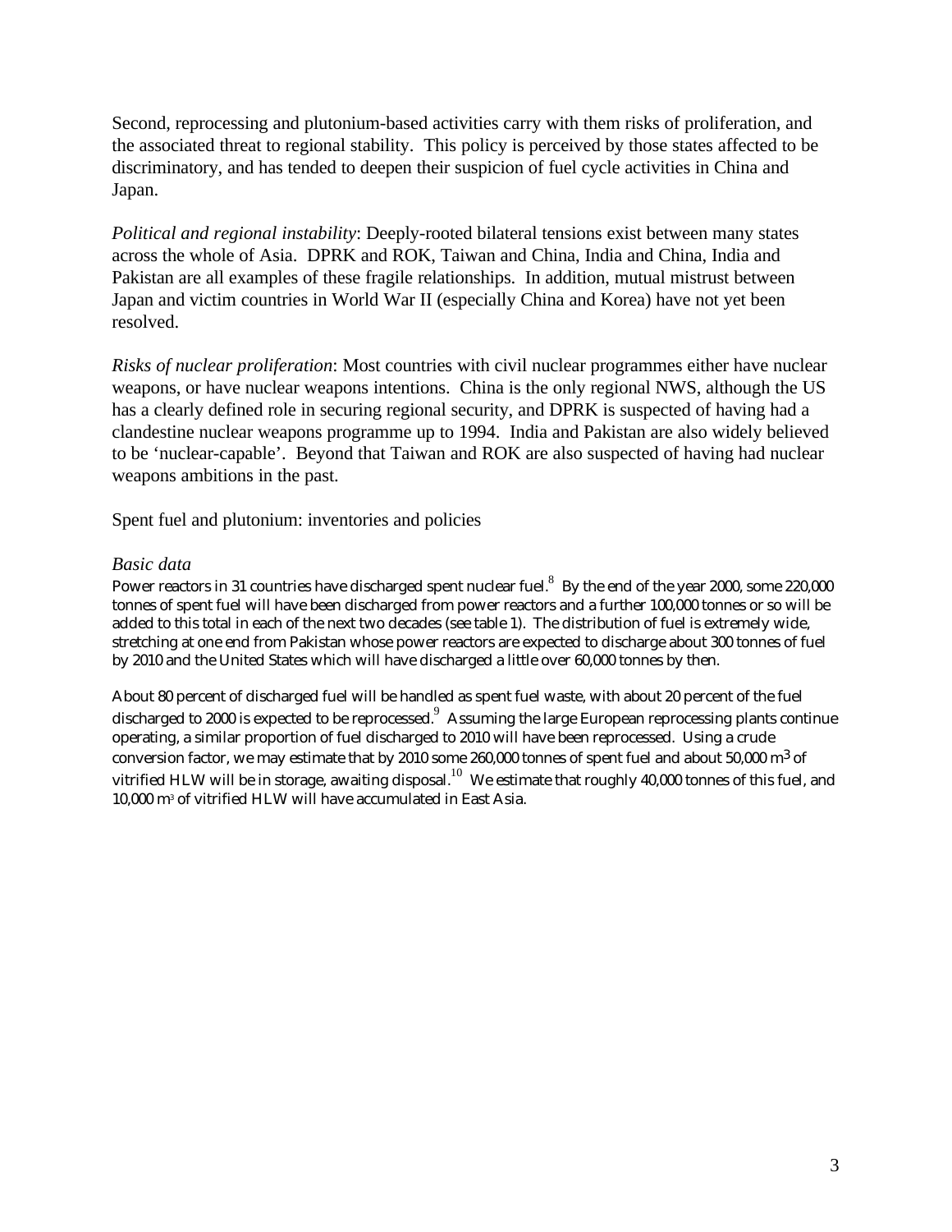Second, reprocessing and plutonium-based activities carry with them risks of proliferation, and the associated threat to regional stability. This policy is perceived by those states affected to be discriminatory, and has tended to deepen their suspicion of fuel cycle activities in China and Japan.

*Political and regional instability*: Deeply-rooted bilateral tensions exist between many states across the whole of Asia. DPRK and ROK, Taiwan and China, India and China, India and Pakistan are all examples of these fragile relationships. In addition, mutual mistrust between Japan and victim countries in World War II (especially China and Korea) have not yet been resolved.

*Risks of nuclear proliferation*: Most countries with civil nuclear programmes either have nuclear weapons, or have nuclear weapons intentions. China is the only regional NWS, although the US has a clearly defined role in securing regional security, and DPRK is suspected of having had a clandestine nuclear weapons programme up to 1994. India and Pakistan are also widely believed to be 'nuclear-capable'. Beyond that Taiwan and ROK are also suspected of having had nuclear weapons ambitions in the past.

## Spent fuel and plutonium: inventories and policies

### *Basic data*

Power reactors in 31 countries have discharged spent nuclear fuel.[8] By the end of the year 2000, some 220,000 tonnes of spent fuel will have been discharged from power reactors and a further 100,000 tonnes or so will be added to this total in each of the next two decades (see table 1). The distribution of fuel is extremely wide, stretching at one end from Pakistan whose power reactors are expected to discharge about 300 tonnes of fuel by 2010 and the United States which will have discharged a little over 60,000 tonnes by then.

About 80 percent of discharged fuel will be handled as spent fuel waste, with about 20 percent of the fuel discharged to 2000 is expected to be reprocessed.[9] Assuming the large European reprocessing plants continue operating, a similar proportion of fuel discharged to 2010 will have been reprocessed. Using a crude conversion factor, we may estimate that by 2010 some 260,000 tonnes of spent fuel and about 50,000 $m^3$ of vitrified HLW will be in storage, awaiting disposal.[10] We estimate that roughly 40,000 tonnes of this fuel, and 10,000 $m^3$ of vitrified HLW will have accumulated in East Asia.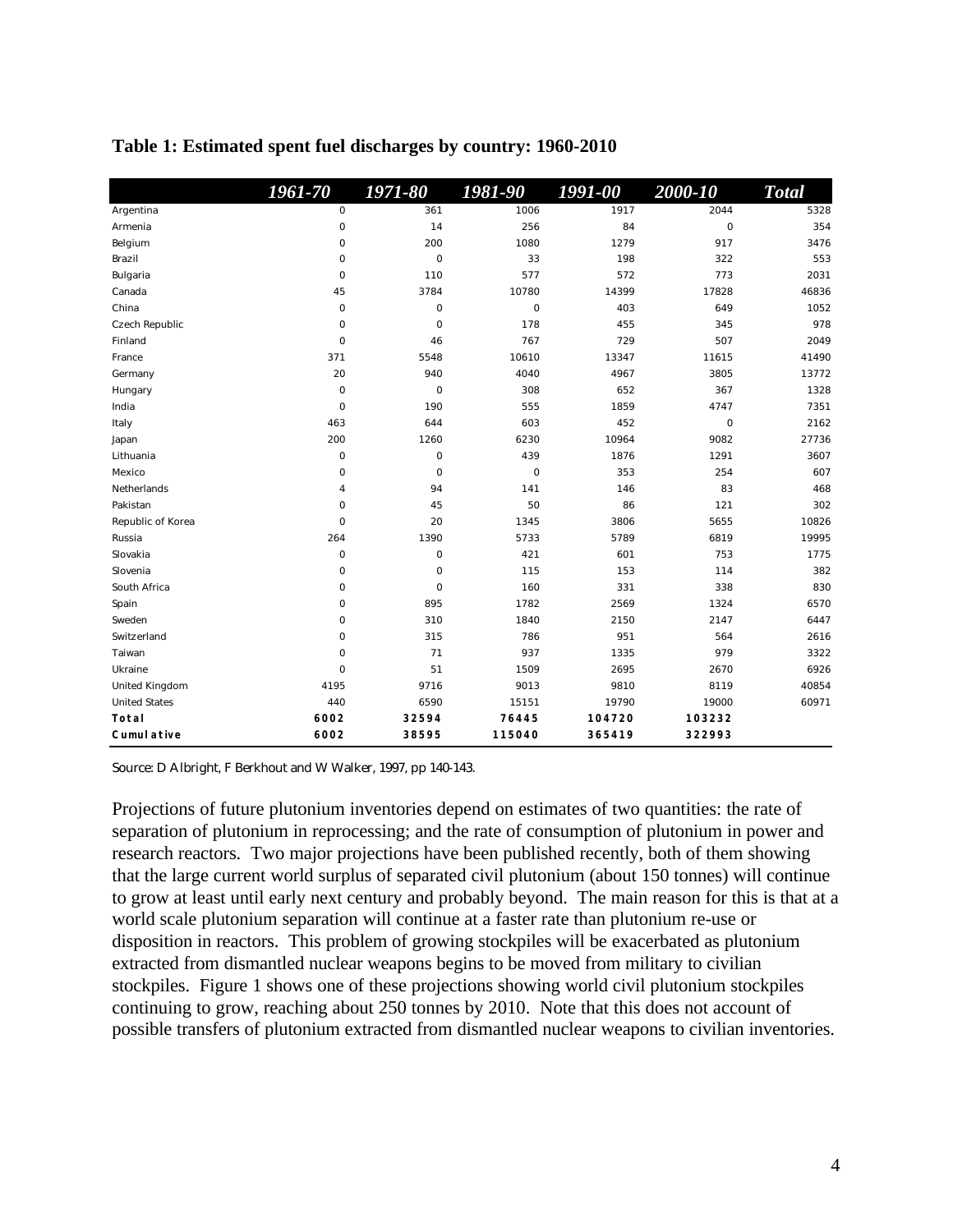**Table 1: Estimated spent fuel discharges by country: 1960-2010**

| | *1961-70* | *1971-80* | *1981-90* | *1991-00* | *2000-10* | *Total* |
|---|---|---|---|---|---|---|
| Argentina | 0 | 361 | 1006 | 1917 | 2044 | 5328 |
| Armenia | 0 | 14 | 256 | 84 | 0 | 354 |
| Belgium | 0 | 200 | 1080 | 1279 | 917 | 3476 |
| Brazil | 0 | 0 | 33 | 198 | 322 | 553 |
| Bulgaria | 0 | 110 | 577 | 572 | 773 | 2031 |
| Canada | 45 | 3784 | 10780 | 14399 | 17828 | 46836 |
| China | 0 | 0 | 0 | 403 | 649 | 1052 |
| Czech Republic | 0 | 0 | 178 | 455 | 345 | 978 |
| Finland | 0 | 46 | 767 | 729 | 507 | 2049 |
| France | 371 | 5548 | 10610 | 13347 | 11615 | 41490 |
| Germany | 20 | 940 | 4040 | 4967 | 3805 | 13772 |
| Hungary | 0 | 0 | 308 | 652 | 367 | 1328 |
| India | 0 | 190 | 555 | 1859 | 4747 | 7351 |
| Italy | 463 | 644 | 603 | 452 | 0 | 2162 |
| Japan | 200 | 1260 | 6230 | 10964 | 9082 | 27736 |
| Lithuania | 0 | 0 | 439 | 1876 | 1291 | 3607 |
| Mexico | 0 | 0 | 0 | 353 | 254 | 607 |
| Netherlands | 4 | 94 | 141 | 146 | 83 | 468 |
| Pakistan | 0 | 45 | 50 | 86 | 121 | 302 |
| Republic of Korea | 0 | 20 | 1345 | 3806 | 5655 | 10826 |
| Russia | 264 | 1390 | 5733 | 5789 | 6819 | 19995 |
| Slovakia | 0 | 0 | 421 | 601 | 753 | 1775 |
| Slovenia | 0 | 0 | 115 | 153 | 114 | 382 |
| South Africa | 0 | 0 | 160 | 331 | 338 | 830 |
| Spain | 0 | 895 | 1782 | 2569 | 1324 | 6570 |
| Sweden | 0 | 310 | 1840 | 2150 | 2147 | 6447 |
| Switzerland | 0 | 315 | 786 | 951 | 564 | 2616 |
| Taiwan | 0 | 71 | 937 | 1335 | 979 | 3322 |
| Ukraine | 0 | 51 | 1509 | 2695 | 2670 | 6926 |
| United Kingdom | 4195 | 9716 | 9013 | 9810 | 8119 | 40854 |
| United States | 440 | 6590 | 15151 | 19790 | 19000 | 60971 |
| **Total** | **6002** | **32594** | **76445** | **104720** | **103232** | |
| **Cumulative** | **6002** | **38595** | **115040** | **365419** | **322993** | |

Source: D Albright, F Berkhout and W Walker, 1997, pp 140-143.

Projections of future plutonium inventories depend on estimates of two quantities: the rate of separation of plutonium in reprocessing; and the rate of consumption of plutonium in power and research reactors. Two major projections have been published recently, both of them showing that the large current world surplus of separated civil plutonium (about 150 tonnes) will continue to grow at least until early next century and probably beyond. The main reason for this is that at a world scale plutonium separation will continue at a faster rate than plutonium re-use or disposition in reactors. This problem of growing stockpiles will be exacerbated as plutonium extracted from dismantled nuclear weapons begins to be moved from military to civilian stockpiles. Figure 1 shows one of these projections showing world civil plutonium stockpiles continuing to grow, reaching about 250 tonnes by 2010. Note that this does not account of possible transfers of plutonium extracted from dismantled nuclear weapons to civilian inventories.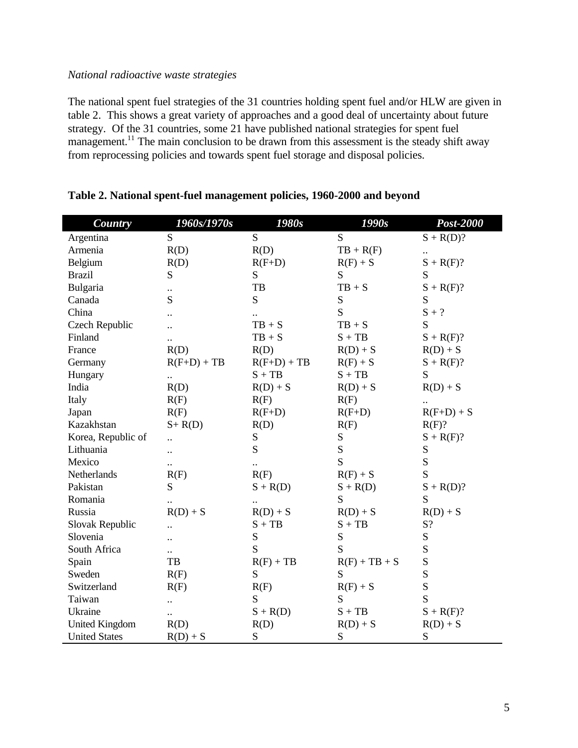*National radioactive waste strategies*

The national spent fuel strategies of the 31 countries holding spent fuel and/or HLW are given in table 2. This shows a great variety of approaches and a good deal of uncertainty about future strategy. Of the 31 countries, some 21 have published national strategies for spent fuel management.[11] The main conclusion to be drawn from this assessment is the steady shift away from reprocessing policies and towards spent fuel storage and disposal policies.

**Table 2. National spent-fuel management policies, 1960-2000 and beyond**

| *Country* | *1960s/1970s* | *1980s* | *1990s* | *Post-2000* |
|---|---|---|---|---|
| Argentina | S | S | S | S + R(D)? |
| Armenia | R(D) | R(D) | TB + R(F) | .. |
| Belgium | R(D) | R(F+D) | R(F) + S | S + R(F)? |
| Brazil | S | S | S | S |
| Bulgaria | .. | TB | TB + S | S + R(F)? |
| Canada | S | S | S | S |
| China | .. | .. | S | S + ? |
| Czech Republic | .. | TB + S | TB + S | S |
| Finland | .. | TB + S | S + TB | S + R(F)? |
| France | R(D) | R(D) | R(D) + S | R(D) + S |
| Germany | R(F+D) + TB | R(F+D) + TB | R(F) + S | S + R(F)? |
| Hungary | .. | S + TB | S + TB | S |
| India | R(D) | R(D) + S | R(D) + S | R(D) + S |
| Italy | R(F) | R(F) | R(F) | .. |
| Japan | R(F) | R(F+D) | R(F+D) | R(F+D) + S |
| Kazakhstan | S+ R(D) | R(D) | R(F) | R(F)? |
| Korea, Republic of | .. | S | S | S + R(F)? |
| Lithuania | .. | S | S | S |
| Mexico | .. | .. | S | S |
| Netherlands | R(F) | R(F) | R(F) + S | S |
| Pakistan | S | S + R(D) | S + R(D) | S + R(D)? |
| Romania | .. | .. | S | S |
| Russia | R(D) + S | R(D) + S | R(D) + S | R(D) + S |
| Slovak Republic | .. | S + TB | S + TB | S? |
| Slovenia | .. | S | S | S |
| South Africa | .. | S | S | S |
| Spain | TB | R(F) + TB | R(F) + TB + S | S |
| Sweden | R(F) | S | S | S |
| Switzerland | R(F) | R(F) | R(F) + S | S |
| Taiwan | .. | S | S | S |
| Ukraine | .. | S + R(D) | S + TB | S + R(F)? |
| United Kingdom | R(D) | R(D) | R(D) + S | R(D) + S |
| United States | R(D) + S | S | S | S |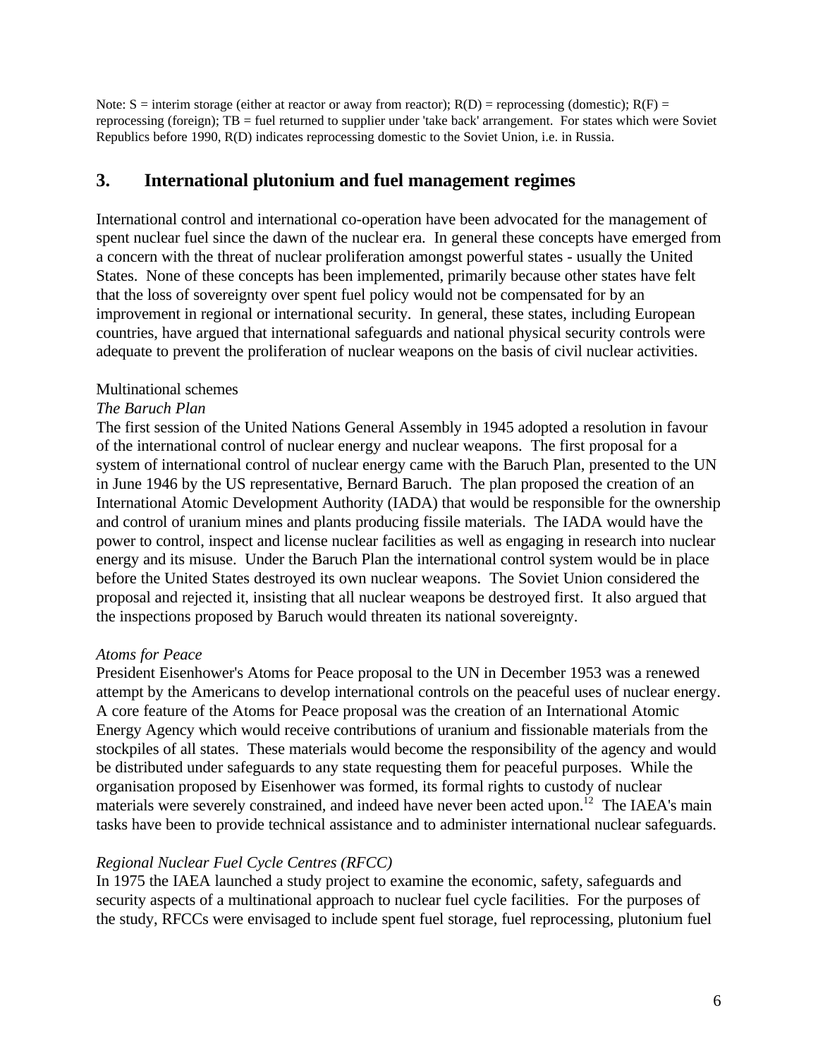Note: S = interim storage (either at reactor or away from reactor); R(D) = reprocessing (domestic); R(F) = reprocessing (foreign); TB = fuel returned to supplier under 'take back' arrangement. For states which were Soviet Republics before 1990, R(D) indicates reprocessing domestic to the Soviet Union, i.e. in Russia.

## 3. International plutonium and fuel management regimes

International control and international co-operation have been advocated for the management of spent nuclear fuel since the dawn of the nuclear era. In general these concepts have emerged from a concern with the threat of nuclear proliferation amongst powerful states - usually the United States. None of these concepts has been implemented, primarily because other states have felt that the loss of sovereignty over spent fuel policy would not be compensated for by an improvement in regional or international security. In general, these states, including European countries, have argued that international safeguards and national physical security controls were adequate to prevent the proliferation of nuclear weapons on the basis of civil nuclear activities.

Multinational schemes

*The Baruch Plan*

The first session of the United Nations General Assembly in 1945 adopted a resolution in favour of the international control of nuclear energy and nuclear weapons. The first proposal for a system of international control of nuclear energy came with the Baruch Plan, presented to the UN in June 1946 by the US representative, Bernard Baruch. The plan proposed the creation of an International Atomic Development Authority (IADA) that would be responsible for the ownership and control of uranium mines and plants producing fissile materials. The IADA would have the power to control, inspect and license nuclear facilities as well as engaging in research into nuclear energy and its misuse. Under the Baruch Plan the international control system would be in place before the United States destroyed its own nuclear weapons. The Soviet Union considered the proposal and rejected it, insisting that all nuclear weapons be destroyed first. It also argued that the inspections proposed by Baruch would threaten its national sovereignty.

*Atoms for Peace*

President Eisenhower's Atoms for Peace proposal to the UN in December 1953 was a renewed attempt by the Americans to develop international controls on the peaceful uses of nuclear energy. A core feature of the Atoms for Peace proposal was the creation of an International Atomic Energy Agency which would receive contributions of uranium and fissionable materials from the stockpiles of all states. These materials would become the responsibility of the agency and would be distributed under safeguards to any state requesting them for peaceful purposes. While the organisation proposed by Eisenhower was formed, its formal rights to custody of nuclear materials were severely constrained, and indeed have never been acted upon.[12] The IAEA's main tasks have been to provide technical assistance and to administer international nuclear safeguards.

*Regional Nuclear Fuel Cycle Centres (RFCC)*

In 1975 the IAEA launched a study project to examine the economic, safety, safeguards and security aspects of a multinational approach to nuclear fuel cycle facilities. For the purposes of the study, RFCCs were envisaged to include spent fuel storage, fuel reprocessing, plutonium fuel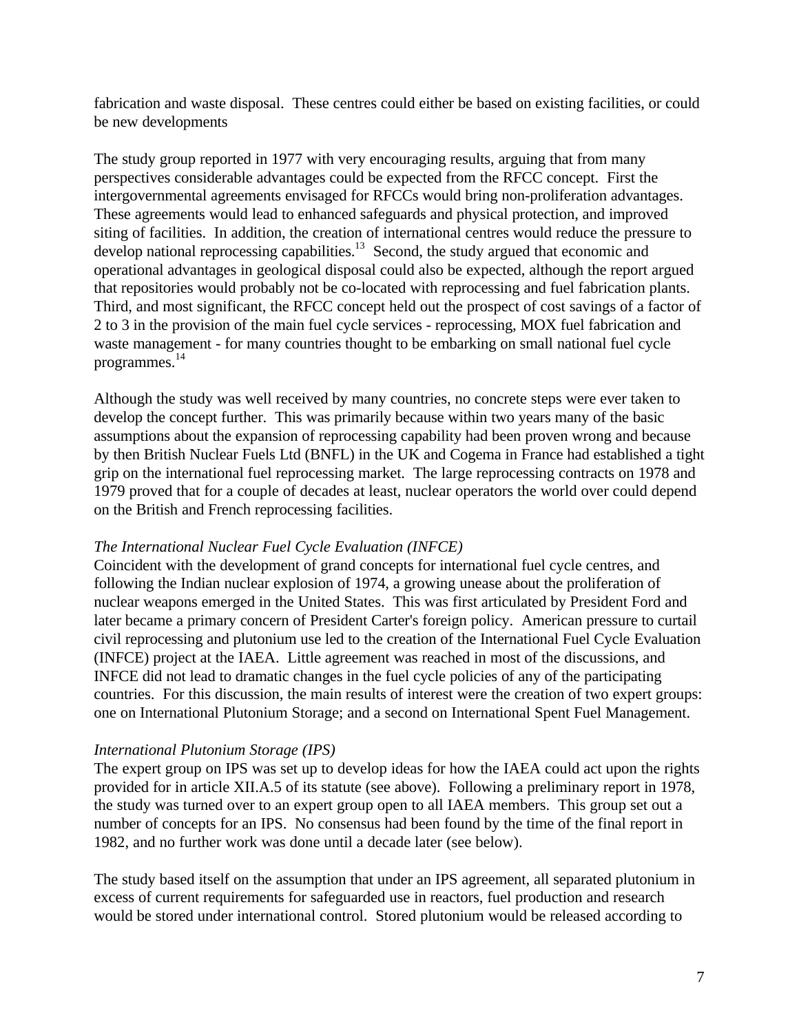fabrication and waste disposal. These centres could either be based on existing facilities, or could be new developments

The study group reported in 1977 with very encouraging results, arguing that from many perspectives considerable advantages could be expected from the RFCC concept. First the intergovernmental agreements envisaged for RFCCs would bring non-proliferation advantages. These agreements would lead to enhanced safeguards and physical protection, and improved siting of facilities. In addition, the creation of international centres would reduce the pressure to develop national reprocessing capabilities.[13] Second, the study argued that economic and operational advantages in geological disposal could also be expected, although the report argued that repositories would probably not be co-located with reprocessing and fuel fabrication plants. Third, and most significant, the RFCC concept held out the prospect of cost savings of a factor of 2 to 3 in the provision of the main fuel cycle services - reprocessing, MOX fuel fabrication and waste management - for many countries thought to be embarking on small national fuel cycle programmes.[14]

Although the study was well received by many countries, no concrete steps were ever taken to develop the concept further. This was primarily because within two years many of the basic assumptions about the expansion of reprocessing capability had been proven wrong and because by then British Nuclear Fuels Ltd (BNFL) in the UK and Cogema in France had established a tight grip on the international fuel reprocessing market. The large reprocessing contracts on 1978 and 1979 proved that for a couple of decades at least, nuclear operators the world over could depend on the British and French reprocessing facilities.

*The International Nuclear Fuel Cycle Evaluation (INFCE)*

Coincident with the development of grand concepts for international fuel cycle centres, and following the Indian nuclear explosion of 1974, a growing unease about the proliferation of nuclear weapons emerged in the United States. This was first articulated by President Ford and later became a primary concern of President Carter's foreign policy. American pressure to curtail civil reprocessing and plutonium use led to the creation of the International Fuel Cycle Evaluation (INFCE) project at the IAEA. Little agreement was reached in most of the discussions, and INFCE did not lead to dramatic changes in the fuel cycle policies of any of the participating countries. For this discussion, the main results of interest were the creation of two expert groups: one on International Plutonium Storage; and a second on International Spent Fuel Management.

*International Plutonium Storage (IPS)*

The expert group on IPS was set up to develop ideas for how the IAEA could act upon the rights provided for in article XII.A.5 of its statute (see above). Following a preliminary report in 1978, the study was turned over to an expert group open to all IAEA members. This group set out a number of concepts for an IPS. No consensus had been found by the time of the final report in 1982, and no further work was done until a decade later (see below).

The study based itself on the assumption that under an IPS agreement, all separated plutonium in excess of current requirements for safeguarded use in reactors, fuel production and research would be stored under international control. Stored plutonium would be released according to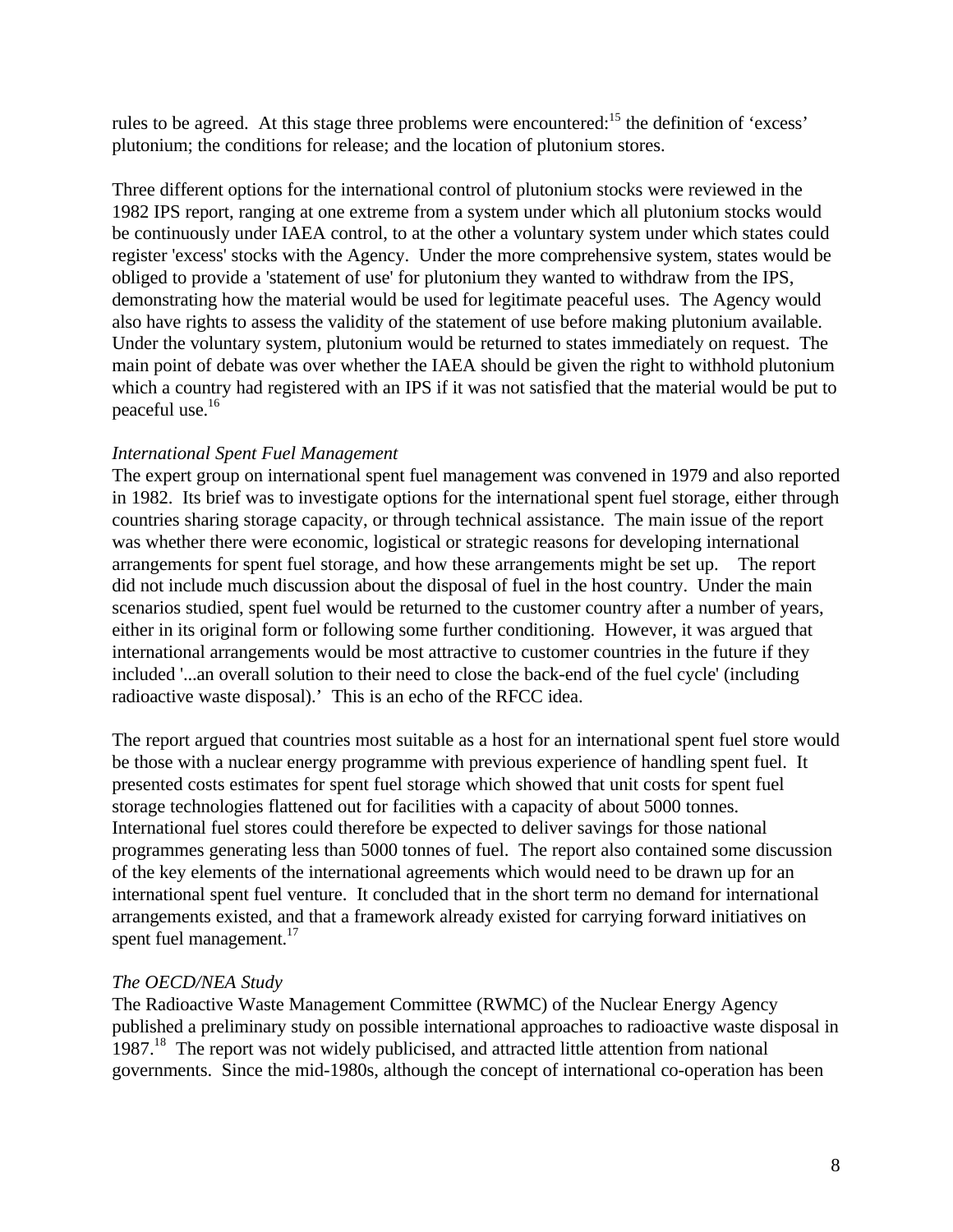rules to be agreed. At this stage three problems were encountered:[15] the definition of 'excess' plutonium; the conditions for release; and the location of plutonium stores.

Three different options for the international control of plutonium stocks were reviewed in the 1982 IPS report, ranging at one extreme from a system under which all plutonium stocks would be continuously under IAEA control, to at the other a voluntary system under which states could register 'excess' stocks with the Agency. Under the more comprehensive system, states would be obliged to provide a 'statement of use' for plutonium they wanted to withdraw from the IPS, demonstrating how the material would be used for legitimate peaceful uses. The Agency would also have rights to assess the validity of the statement of use before making plutonium available. Under the voluntary system, plutonium would be returned to states immediately on request. The main point of debate was over whether the IAEA should be given the right to withhold plutonium which a country had registered with an IPS if it was not satisfied that the material would be put to peaceful use.[16]

*International Spent Fuel Management*

The expert group on international spent fuel management was convened in 1979 and also reported in 1982. Its brief was to investigate options for the international spent fuel storage, either through countries sharing storage capacity, or through technical assistance. The main issue of the report was whether there were economic, logistical or strategic reasons for developing international arrangements for spent fuel storage, and how these arrangements might be set up. The report did not include much discussion about the disposal of fuel in the host country. Under the main scenarios studied, spent fuel would be returned to the customer country after a number of years, either in its original form or following some further conditioning. However, it was argued that international arrangements would be most attractive to customer countries in the future if they included '...an overall solution to their need to close the back-end of the fuel cycle' (including radioactive waste disposal).' This is an echo of the RFCC idea.

The report argued that countries most suitable as a host for an international spent fuel store would be those with a nuclear energy programme with previous experience of handling spent fuel. It presented costs estimates for spent fuel storage which showed that unit costs for spent fuel storage technologies flattened out for facilities with a capacity of about 5000 tonnes. International fuel stores could therefore be expected to deliver savings for those national programmes generating less than 5000 tonnes of fuel. The report also contained some discussion of the key elements of the international agreements which would need to be drawn up for an international spent fuel venture. It concluded that in the short term no demand for international arrangements existed, and that a framework already existed for carrying forward initiatives on spent fuel management.[17]

*The OECD/NEA Study*

The Radioactive Waste Management Committee (RWMC) of the Nuclear Energy Agency published a preliminary study on possible international approaches to radioactive waste disposal in 1987.[18] The report was not widely publicised, and attracted little attention from national governments. Since the mid-1980s, although the concept of international co-operation has been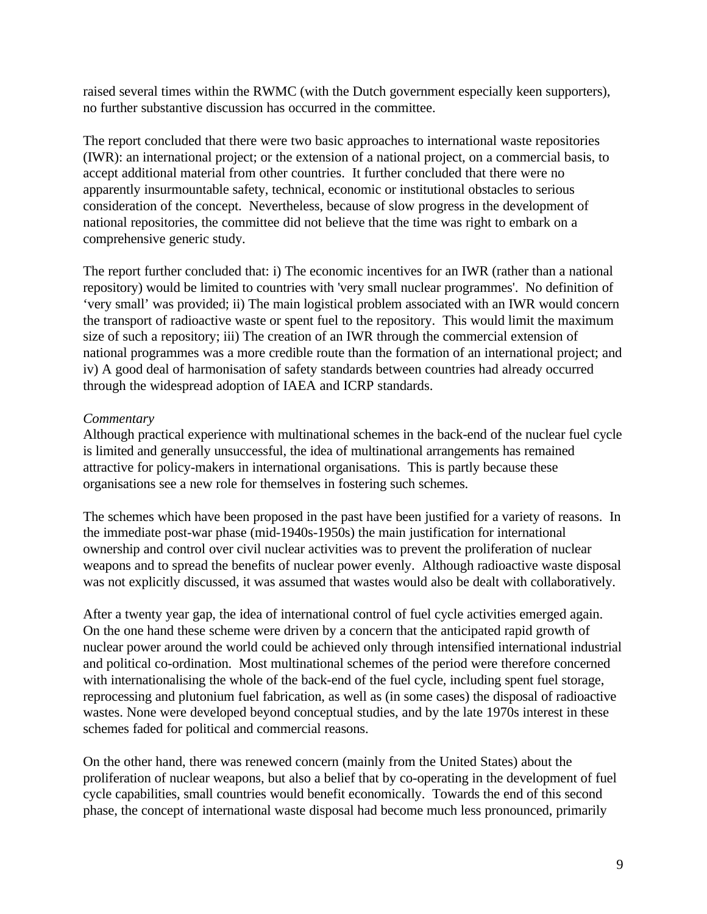raised several times within the RWMC (with the Dutch government especially keen supporters), no further substantive discussion has occurred in the committee.

The report concluded that there were two basic approaches to international waste repositories (IWR): an international project; or the extension of a national project, on a commercial basis, to accept additional material from other countries. It further concluded that there were no apparently insurmountable safety, technical, economic or institutional obstacles to serious consideration of the concept. Nevertheless, because of slow progress in the development of national repositories, the committee did not believe that the time was right to embark on a comprehensive generic study.

The report further concluded that: i) The economic incentives for an IWR (rather than a national repository) would be limited to countries with 'very small nuclear programmes'. No definition of 'very small' was provided; ii) The main logistical problem associated with an IWR would concern the transport of radioactive waste or spent fuel to the repository. This would limit the maximum size of such a repository; iii) The creation of an IWR through the commercial extension of national programmes was a more credible route than the formation of an international project; and iv) A good deal of harmonisation of safety standards between countries had already occurred through the widespread adoption of IAEA and ICRP standards.

*Commentary*

Although practical experience with multinational schemes in the back-end of the nuclear fuel cycle is limited and generally unsuccessful, the idea of multinational arrangements has remained attractive for policy-makers in international organisations. This is partly because these organisations see a new role for themselves in fostering such schemes.

The schemes which have been proposed in the past have been justified for a variety of reasons. In the immediate post-war phase (mid-1940s-1950s) the main justification for international ownership and control over civil nuclear activities was to prevent the proliferation of nuclear weapons and to spread the benefits of nuclear power evenly. Although radioactive waste disposal was not explicitly discussed, it was assumed that wastes would also be dealt with collaboratively.

After a twenty year gap, the idea of international control of fuel cycle activities emerged again. On the one hand these scheme were driven by a concern that the anticipated rapid growth of nuclear power around the world could be achieved only through intensified international industrial and political co-ordination. Most multinational schemes of the period were therefore concerned with internationalising the whole of the back-end of the fuel cycle, including spent fuel storage, reprocessing and plutonium fuel fabrication, as well as (in some cases) the disposal of radioactive wastes. None were developed beyond conceptual studies, and by the late 1970s interest in these schemes faded for political and commercial reasons.

On the other hand, there was renewed concern (mainly from the United States) about the proliferation of nuclear weapons, but also a belief that by co-operating in the development of fuel cycle capabilities, small countries would benefit economically. Towards the end of this second phase, the concept of international waste disposal had become much less pronounced, primarily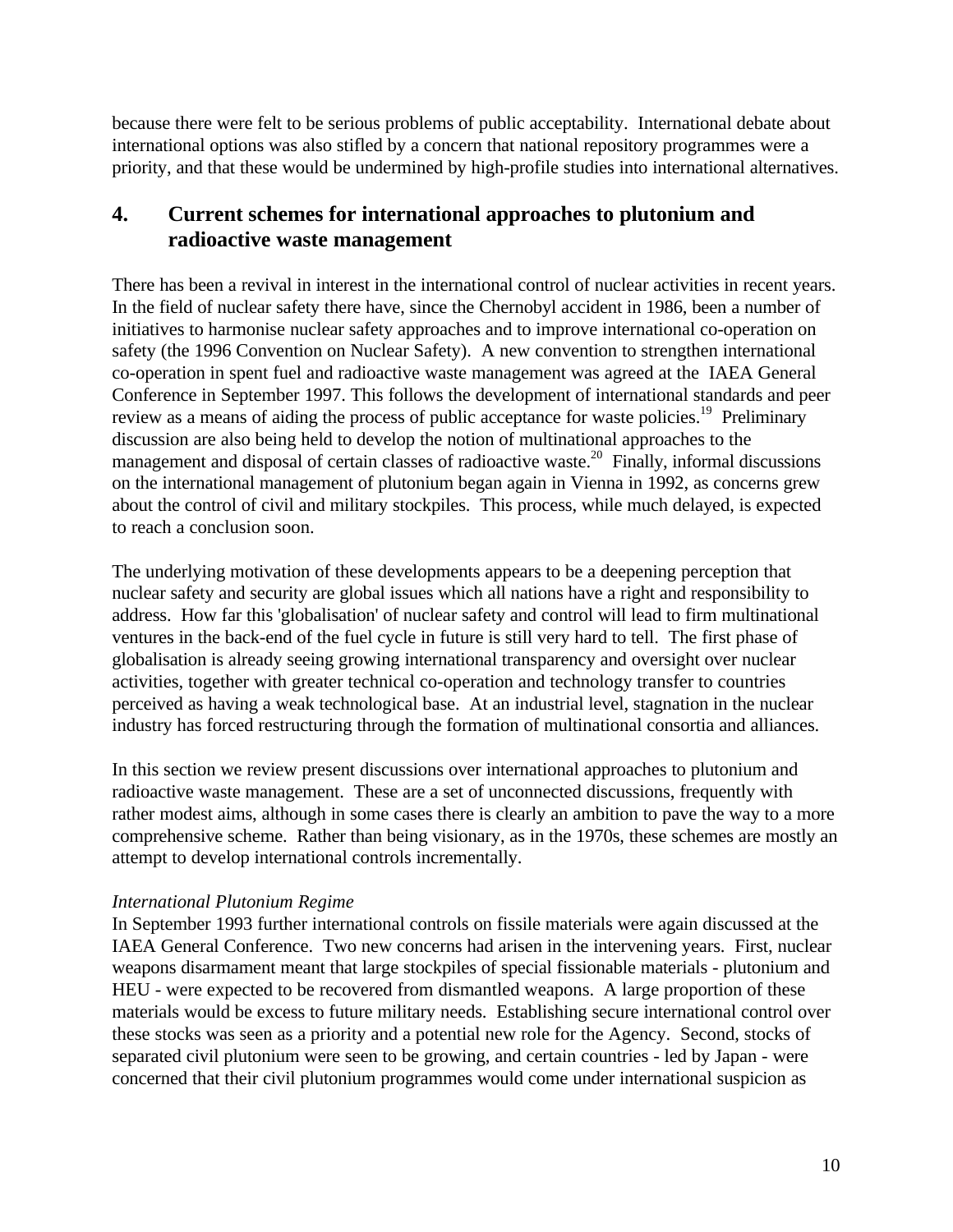because there were felt to be serious problems of public acceptability. International debate about international options was also stifled by a concern that national repository programmes were a priority, and that these would be undermined by high-profile studies into international alternatives.

## 4. Current schemes for international approaches to plutonium and radioactive waste management

There has been a revival in interest in the international control of nuclear activities in recent years. In the field of nuclear safety there have, since the Chernobyl accident in 1986, been a number of initiatives to harmonise nuclear safety approaches and to improve international co-operation on safety (the 1996 Convention on Nuclear Safety). A new convention to strengthen international co-operation in spent fuel and radioactive waste management was agreed at the IAEA General Conference in September 1997. This follows the development of international standards and peer review as a means of aiding the process of public acceptance for waste policies.[19] Preliminary discussion are also being held to develop the notion of multinational approaches to the management and disposal of certain classes of radioactive waste.[20] Finally, informal discussions on the international management of plutonium began again in Vienna in 1992, as concerns grew about the control of civil and military stockpiles. This process, while much delayed, is expected to reach a conclusion soon.

The underlying motivation of these developments appears to be a deepening perception that nuclear safety and security are global issues which all nations have a right and responsibility to address. How far this 'globalisation' of nuclear safety and control will lead to firm multinational ventures in the back-end of the fuel cycle in future is still very hard to tell. The first phase of globalisation is already seeing growing international transparency and oversight over nuclear activities, together with greater technical co-operation and technology transfer to countries perceived as having a weak technological base. At an industrial level, stagnation in the nuclear industry has forced restructuring through the formation of multinational consortia and alliances.

In this section we review present discussions over international approaches to plutonium and radioactive waste management. These are a set of unconnected discussions, frequently with rather modest aims, although in some cases there is clearly an ambition to pave the way to a more comprehensive scheme. Rather than being visionary, as in the 1970s, these schemes are mostly an attempt to develop international controls incrementally.

*International Plutonium Regime*

In September 1993 further international controls on fissile materials were again discussed at the IAEA General Conference. Two new concerns had arisen in the intervening years. First, nuclear weapons disarmament meant that large stockpiles of special fissionable materials - plutonium and HEU - were expected to be recovered from dismantled weapons. A large proportion of these materials would be excess to future military needs. Establishing secure international control over these stocks was seen as a priority and a potential new role for the Agency. Second, stocks of separated civil plutonium were seen to be growing, and certain countries - led by Japan - were concerned that their civil plutonium programmes would come under international suspicion as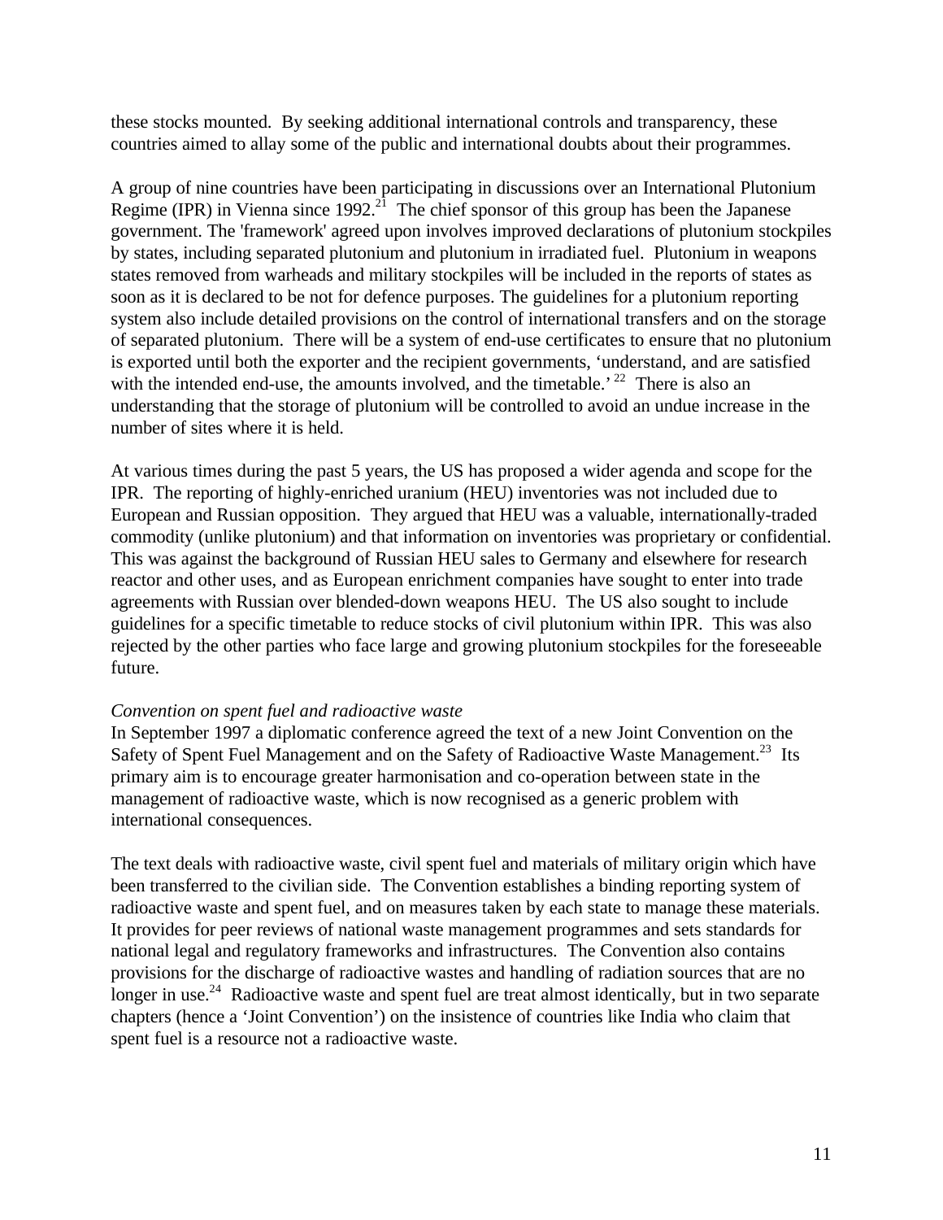these stocks mounted. By seeking additional international controls and transparency, these countries aimed to allay some of the public and international doubts about their programmes.

A group of nine countries have been participating in discussions over an International Plutonium Regime (IPR) in Vienna since 1992.[21] The chief sponsor of this group has been the Japanese government. The 'framework' agreed upon involves improved declarations of plutonium stockpiles by states, including separated plutonium and plutonium in irradiated fuel. Plutonium in weapons states removed from warheads and military stockpiles will be included in the reports of states as soon as it is declared to be not for defence purposes. The guidelines for a plutonium reporting system also include detailed provisions on the control of international transfers and on the storage of separated plutonium. There will be a system of end-use certificates to ensure that no plutonium is exported until both the exporter and the recipient governments, 'understand, and are satisfied with the intended end-use, the amounts involved, and the timetable.'[22] There is also an understanding that the storage of plutonium will be controlled to avoid an undue increase in the number of sites where it is held.

At various times during the past 5 years, the US has proposed a wider agenda and scope for the IPR. The reporting of highly-enriched uranium (HEU) inventories was not included due to European and Russian opposition. They argued that HEU was a valuable, internationally-traded commodity (unlike plutonium) and that information on inventories was proprietary or confidential. This was against the background of Russian HEU sales to Germany and elsewhere for research reactor and other uses, and as European enrichment companies have sought to enter into trade agreements with Russian over blended-down weapons HEU. The US also sought to include guidelines for a specific timetable to reduce stocks of civil plutonium within IPR. This was also rejected by the other parties who face large and growing plutonium stockpiles for the foreseeable future.

*Convention on spent fuel and radioactive waste*

In September 1997 a diplomatic conference agreed the text of a new Joint Convention on the Safety of Spent Fuel Management and on the Safety of Radioactive Waste Management.[23] Its primary aim is to encourage greater harmonisation and co-operation between state in the management of radioactive waste, which is now recognised as a generic problem with international consequences.

The text deals with radioactive waste, civil spent fuel and materials of military origin which have been transferred to the civilian side. The Convention establishes a binding reporting system of radioactive waste and spent fuel, and on measures taken by each state to manage these materials. It provides for peer reviews of national waste management programmes and sets standards for national legal and regulatory frameworks and infrastructures. The Convention also contains provisions for the discharge of radioactive wastes and handling of radiation sources that are no longer in use.[24] Radioactive waste and spent fuel are treat almost identically, but in two separate chapters (hence a 'Joint Convention') on the insistence of countries like India who claim that spent fuel is a resource not a radioactive waste.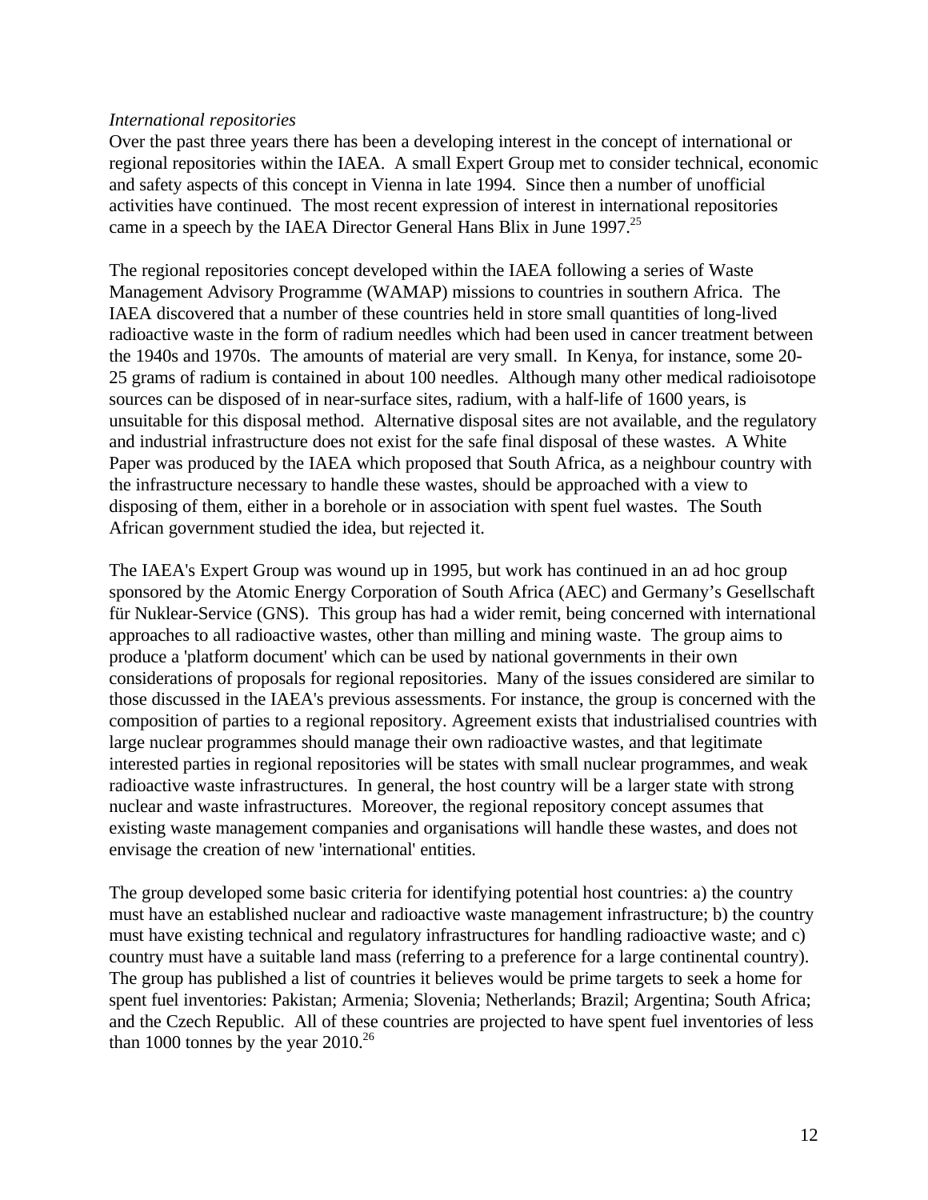*International repositories*

Over the past three years there has been a developing interest in the concept of international or regional repositories within the IAEA. A small Expert Group met to consider technical, economic and safety aspects of this concept in Vienna in late 1994. Since then a number of unofficial activities have continued. The most recent expression of interest in international repositories came in a speech by the IAEA Director General Hans Blix in June 1997.[25]

The regional repositories concept developed within the IAEA following a series of Waste Management Advisory Programme (WAMAP) missions to countries in southern Africa. The IAEA discovered that a number of these countries held in store small quantities of long-lived radioactive waste in the form of radium needles which had been used in cancer treatment between the 1940s and 1970s. The amounts of material are very small. In Kenya, for instance, some 20-25 grams of radium is contained in about 100 needles. Although many other medical radioisotope sources can be disposed of in near-surface sites, radium, with a half-life of 1600 years, is unsuitable for this disposal method. Alternative disposal sites are not available, and the regulatory and industrial infrastructure does not exist for the safe final disposal of these wastes. A White Paper was produced by the IAEA which proposed that South Africa, as a neighbour country with the infrastructure necessary to handle these wastes, should be approached with a view to disposing of them, either in a borehole or in association with spent fuel wastes. The South African government studied the idea, but rejected it.

The IAEA's Expert Group was wound up in 1995, but work has continued in an ad hoc group sponsored by the Atomic Energy Corporation of South Africa (AEC) and Germany's Gesellschaft für Nuklear-Service (GNS). This group has had a wider remit, being concerned with international approaches to all radioactive wastes, other than milling and mining waste. The group aims to produce a 'platform document' which can be used by national governments in their own considerations of proposals for regional repositories. Many of the issues considered are similar to those discussed in the IAEA's previous assessments. For instance, the group is concerned with the composition of parties to a regional repository. Agreement exists that industrialised countries with large nuclear programmes should manage their own radioactive wastes, and that legitimate interested parties in regional repositories will be states with small nuclear programmes, and weak radioactive waste infrastructures. In general, the host country will be a larger state with strong nuclear and waste infrastructures. Moreover, the regional repository concept assumes that existing waste management companies and organisations will handle these wastes, and does not envisage the creation of new 'international' entities.

The group developed some basic criteria for identifying potential host countries: a) the country must have an established nuclear and radioactive waste management infrastructure; b) the country must have existing technical and regulatory infrastructures for handling radioactive waste; and c) country must have a suitable land mass (referring to a preference for a large continental country). The group has published a list of countries it believes would be prime targets to seek a home for spent fuel inventories: Pakistan; Armenia; Slovenia; Netherlands; Brazil; Argentina; South Africa; and the Czech Republic. All of these countries are projected to have spent fuel inventories of less than 1000 tonnes by the year 2010.[26]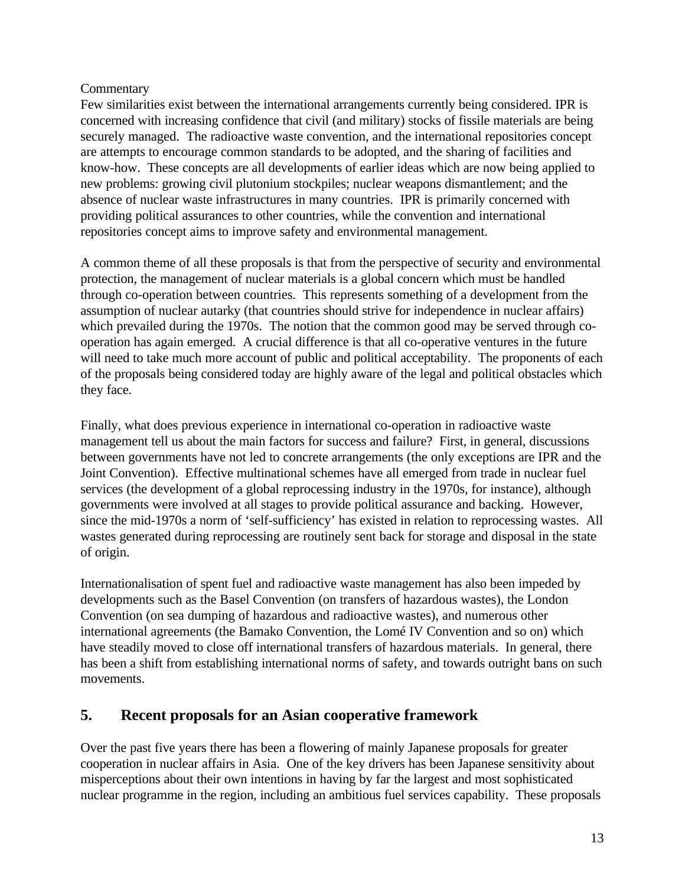Commentary

Few similarities exist between the international arrangements currently being considered. IPR is concerned with increasing confidence that civil (and military) stocks of fissile materials are being securely managed. The radioactive waste convention, and the international repositories concept are attempts to encourage common standards to be adopted, and the sharing of facilities and know-how. These concepts are all developments of earlier ideas which are now being applied to new problems: growing civil plutonium stockpiles; nuclear weapons dismantlement; and the absence of nuclear waste infrastructures in many countries. IPR is primarily concerned with providing political assurances to other countries, while the convention and international repositories concept aims to improve safety and environmental management.

A common theme of all these proposals is that from the perspective of security and environmental protection, the management of nuclear materials is a global concern which must be handled through co-operation between countries. This represents something of a development from the assumption of nuclear autarky (that countries should strive for independence in nuclear affairs) which prevailed during the 1970s. The notion that the common good may be served through co-operation has again emerged. A crucial difference is that all co-operative ventures in the future will need to take much more account of public and political acceptability. The proponents of each of the proposals being considered today are highly aware of the legal and political obstacles which they face.

Finally, what does previous experience in international co-operation in radioactive waste management tell us about the main factors for success and failure? First, in general, discussions between governments have not led to concrete arrangements (the only exceptions are IPR and the Joint Convention). Effective multinational schemes have all emerged from trade in nuclear fuel services (the development of a global reprocessing industry in the 1970s, for instance), although governments were involved at all stages to provide political assurance and backing. However, since the mid-1970s a norm of 'self-sufficiency' has existed in relation to reprocessing wastes. All wastes generated during reprocessing are routinely sent back for storage and disposal in the state of origin.

Internationalisation of spent fuel and radioactive waste management has also been impeded by developments such as the Basel Convention (on transfers of hazardous wastes), the London Convention (on sea dumping of hazardous and radioactive wastes), and numerous other international agreements (the Bamako Convention, the Lomé IV Convention and so on) which have steadily moved to close off international transfers of hazardous materials. In general, there has been a shift from establishing international norms of safety, and towards outright bans on such movements.

## 5. Recent proposals for an Asian cooperative framework

Over the past five years there has been a flowering of mainly Japanese proposals for greater cooperation in nuclear affairs in Asia. One of the key drivers has been Japanese sensitivity about misperceptions about their own intentions in having by far the largest and most sophisticated nuclear programme in the region, including an ambitious fuel services capability. These proposals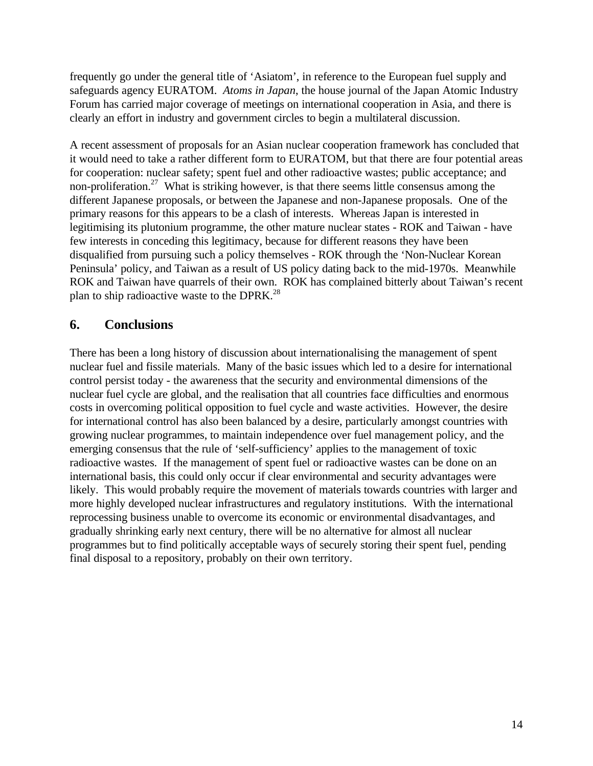frequently go under the general title of 'Asiatom', in reference to the European fuel supply and safeguards agency EURATOM. *Atoms in Japan*, the house journal of the Japan Atomic Industry Forum has carried major coverage of meetings on international cooperation in Asia, and there is clearly an effort in industry and government circles to begin a multilateral discussion.

A recent assessment of proposals for an Asian nuclear cooperation framework has concluded that it would need to take a rather different form to EURATOM, but that there are four potential areas for cooperation: nuclear safety; spent fuel and other radioactive wastes; public acceptance; and non-proliferation.[27] What is striking however, is that there seems little consensus among the different Japanese proposals, or between the Japanese and non-Japanese proposals. One of the primary reasons for this appears to be a clash of interests. Whereas Japan is interested in legitimising its plutonium programme, the other mature nuclear states - ROK and Taiwan - have few interests in conceding this legitimacy, because for different reasons they have been disqualified from pursuing such a policy themselves - ROK through the 'Non-Nuclear Korean Peninsula' policy, and Taiwan as a result of US policy dating back to the mid-1970s. Meanwhile ROK and Taiwan have quarrels of their own. ROK has complained bitterly about Taiwan's recent plan to ship radioactive waste to the DPRK.[28]

## 6. Conclusions

There has been a long history of discussion about internationalising the management of spent nuclear fuel and fissile materials. Many of the basic issues which led to a desire for international control persist today - the awareness that the security and environmental dimensions of the nuclear fuel cycle are global, and the realisation that all countries face difficulties and enormous costs in overcoming political opposition to fuel cycle and waste activities. However, the desire for international control has also been balanced by a desire, particularly amongst countries with growing nuclear programmes, to maintain independence over fuel management policy, and the emerging consensus that the rule of 'self-sufficiency' applies to the management of toxic radioactive wastes. If the management of spent fuel or radioactive wastes can be done on an international basis, this could only occur if clear environmental and security advantages were likely. This would probably require the movement of materials towards countries with larger and more highly developed nuclear infrastructures and regulatory institutions. With the international reprocessing business unable to overcome its economic or environmental disadvantages, and gradually shrinking early next century, there will be no alternative for almost all nuclear programmes but to find politically acceptable ways of securely storing their spent fuel, pending final disposal to a repository, probably on their own territory.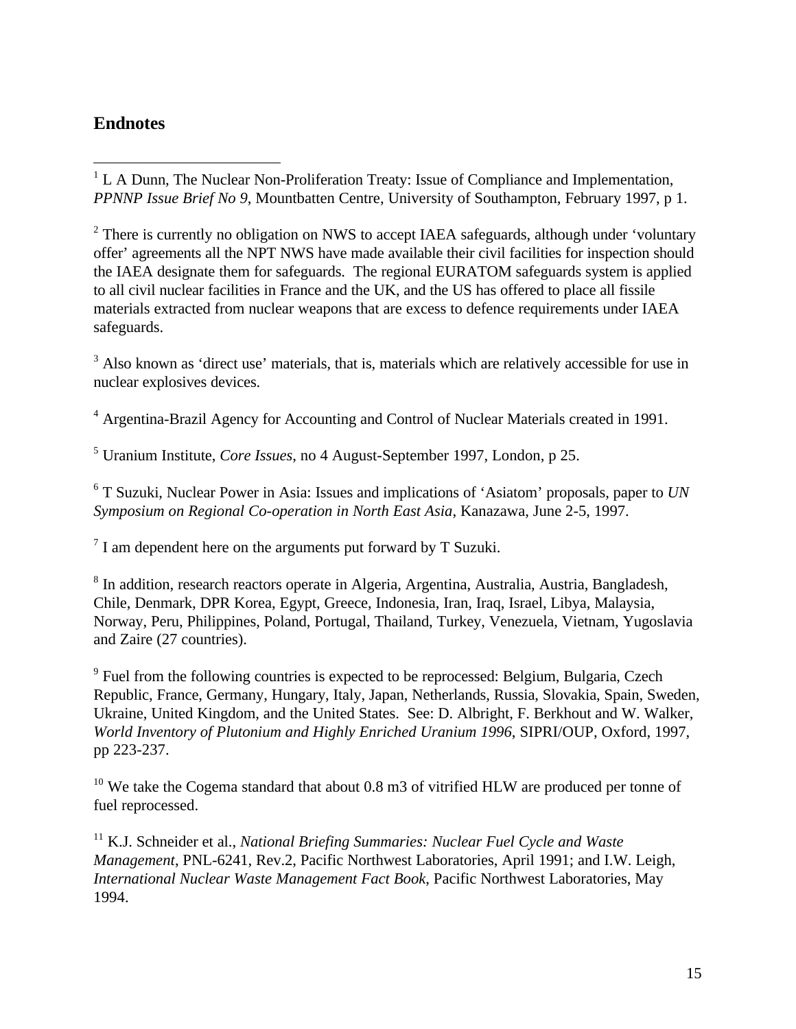## Endnotes

---

[1] L A Dunn, The Nuclear Non-Proliferation Treaty: Issue of Compliance and Implementation, *PPNNP Issue Brief No 9*, Mountbatten Centre, University of Southampton, February 1997, p 1.

[2] There is currently no obligation on NWS to accept IAEA safeguards, although under 'voluntary offer' agreements all the NPT NWS have made available their civil facilities for inspection should the IAEA designate them for safeguards. The regional EURATOM safeguards system is applied to all civil nuclear facilities in France and the UK, and the US has offered to place all fissile materials extracted from nuclear weapons that are excess to defence requirements under IAEA safeguards.

[3] Also known as 'direct use' materials, that is, materials which are relatively accessible for use in nuclear explosives devices.

[4] Argentina-Brazil Agency for Accounting and Control of Nuclear Materials created in 1991.

[5] Uranium Institute, *Core Issues*, no 4 August-September 1997, London, p 25.

[6] T Suzuki, Nuclear Power in Asia: Issues and implications of 'Asiatom' proposals, paper to *UN Symposium on Regional Co-operation in North East Asia*, Kanazawa, June 2-5, 1997.

[7] I am dependent here on the arguments put forward by T Suzuki.

[8] In addition, research reactors operate in Algeria, Argentina, Australia, Austria, Bangladesh, Chile, Denmark, DPR Korea, Egypt, Greece, Indonesia, Iran, Iraq, Israel, Libya, Malaysia, Norway, Peru, Philippines, Poland, Portugal, Thailand, Turkey, Venezuela, Vietnam, Yugoslavia and Zaire (27 countries).

[9] Fuel from the following countries is expected to be reprocessed: Belgium, Bulgaria, Czech Republic, France, Germany, Hungary, Italy, Japan, Netherlands, Russia, Slovakia, Spain, Sweden, Ukraine, United Kingdom, and the United States. See: D. Albright, F. Berkhout and W. Walker, *World Inventory of Plutonium and Highly Enriched Uranium 1996*, SIPRI/OUP, Oxford, 1997, pp 223-237.

[10] We take the Cogema standard that about 0.8 m3 of vitrified HLW are produced per tonne of fuel reprocessed.

[11] K.J. Schneider et al., *National Briefing Summaries: Nuclear Fuel Cycle and Waste Management*, PNL-6241, Rev.2, Pacific Northwest Laboratories, April 1991; and I.W. Leigh, *International Nuclear Waste Management Fact Book,* Pacific Northwest Laboratories, May 1994.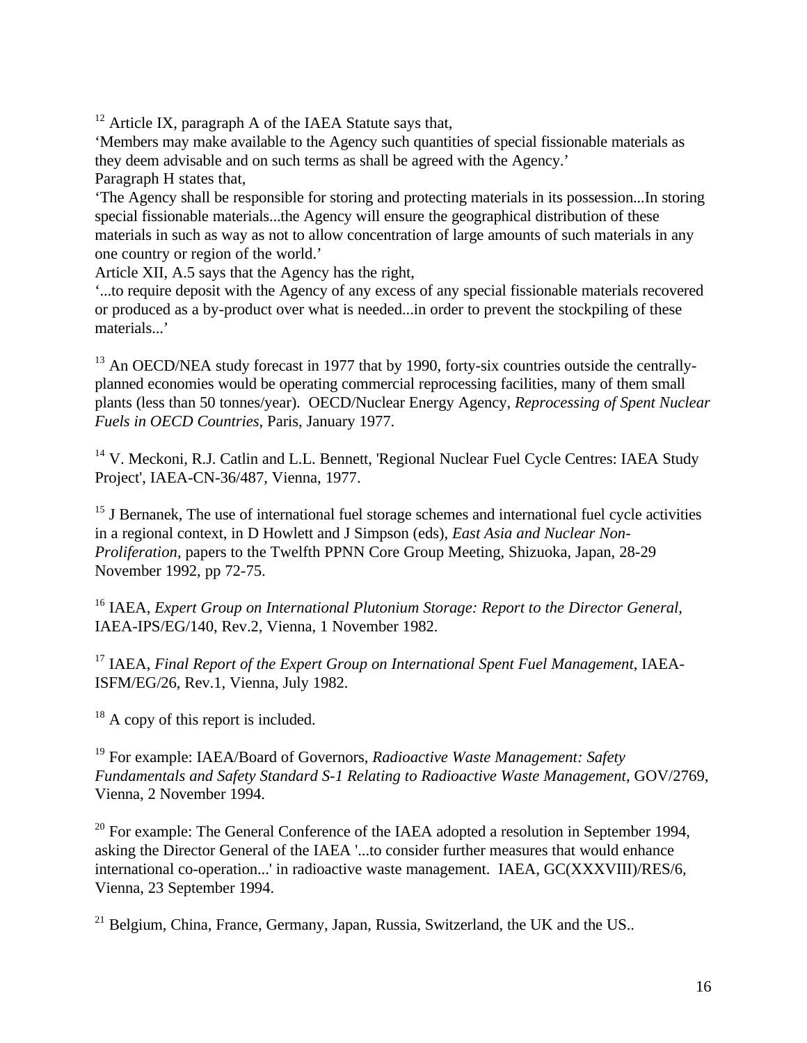[12] Article IX, paragraph A of the IAEA Statute says that,
'Members may make available to the Agency such quantities of special fissionable materials as they deem advisable and on such terms as shall be agreed with the Agency.'
Paragraph H states that,
'The Agency shall be responsible for storing and protecting materials in its possession...In storing special fissionable materials...the Agency will ensure the geographical distribution of these materials in such as way as not to allow concentration of large amounts of such materials in any one country or region of the world.'
Article XII, A.5 says that the Agency has the right,
'...to require deposit with the Agency of any excess of any special fissionable materials recovered or produced as a by-product over what is needed...in order to prevent the stockpiling of these materials...'

[13] An OECD/NEA study forecast in 1977 that by 1990, forty-six countries outside the centrally-planned economies would be operating commercial reprocessing facilities, many of them small plants (less than 50 tonnes/year). OECD/Nuclear Energy Agency, *Reprocessing of Spent Nuclear Fuels in OECD Countries*, Paris, January 1977.

[14] V. Meckoni, R.J. Catlin and L.L. Bennett, 'Regional Nuclear Fuel Cycle Centres: IAEA Study Project', IAEA-CN-36/487, Vienna, 1977.

[15] J Bernanek, The use of international fuel storage schemes and international fuel cycle activities in a regional context, in D Howlett and J Simpson (eds), *East Asia and Nuclear Non-Proliferation*, papers to the Twelfth PPNN Core Group Meeting, Shizuoka, Japan, 28-29 November 1992, pp 72-75.

[16] IAEA, *Expert Group on International Plutonium Storage: Report to the Director General*, IAEA-IPS/EG/140, Rev.2, Vienna, 1 November 1982.

[17] IAEA, *Final Report of the Expert Group on International Spent Fuel Management*, IAEA-ISFM/EG/26, Rev.1, Vienna, July 1982.

[18] A copy of this report is included.

[19] For example: IAEA/Board of Governors, *Radioactive Waste Management: Safety Fundamentals and Safety Standard S-1 Relating to Radioactive Waste Management*, GOV/2769, Vienna, 2 November 1994.

[20] For example: The General Conference of the IAEA adopted a resolution in September 1994, asking the Director General of the IAEA '...to consider further measures that would enhance international co-operation...' in radioactive waste management. IAEA, GC(XXXVIII)/RES/6, Vienna, 23 September 1994.

[21] Belgium, China, France, Germany, Japan, Russia, Switzerland, the UK and the US..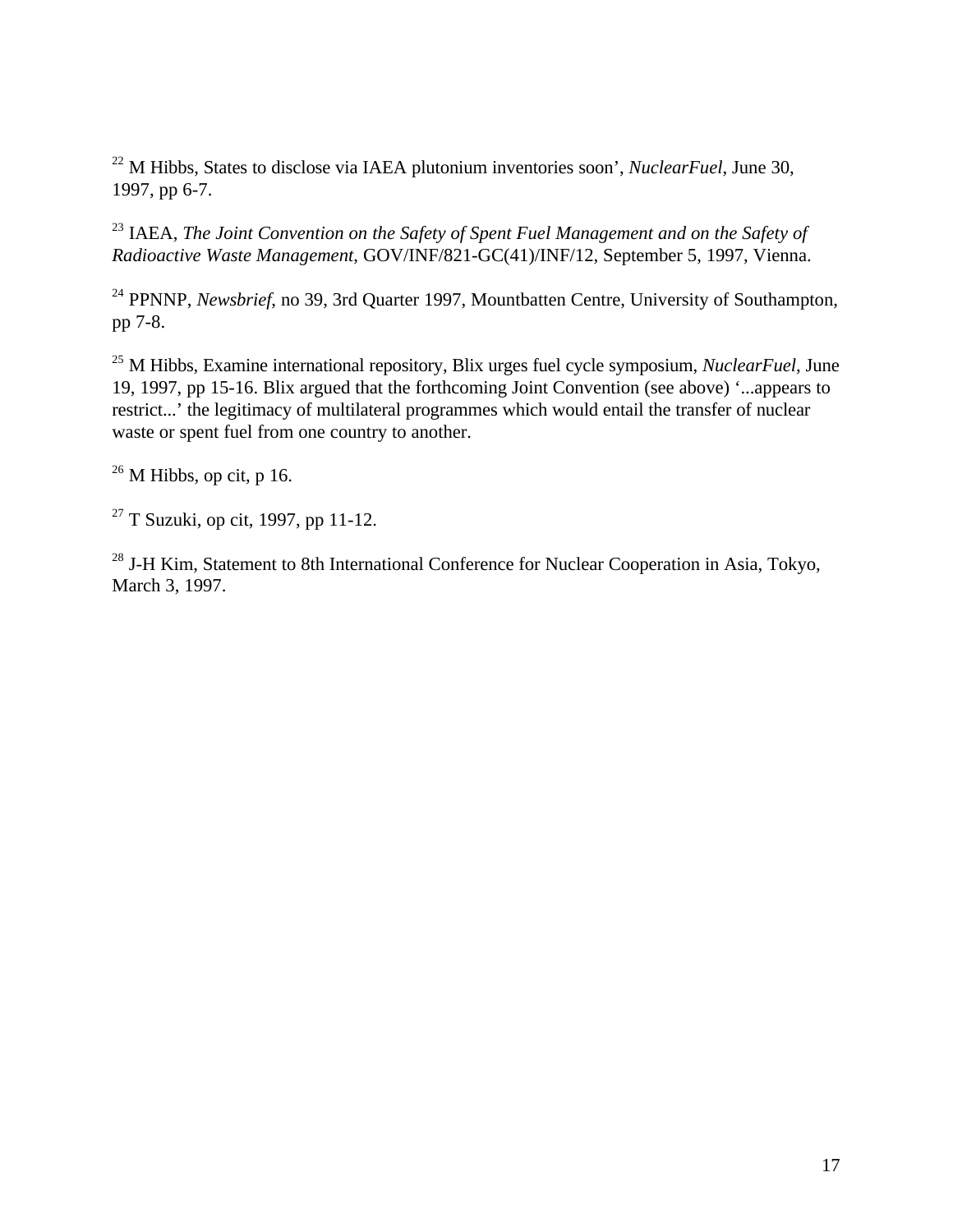[22] M Hibbs, States to disclose via IAEA plutonium inventories soon', *NuclearFuel*, June 30, 1997, pp 6-7.

[23] IAEA, *The Joint Convention on the Safety of Spent Fuel Management and on the Safety of Radioactive Waste Management*, GOV/INF/821-GC(41)/INF/12, September 5, 1997, Vienna.

[24] PPNNP, *Newsbrief*, no 39, 3rd Quarter 1997, Mountbatten Centre, University of Southampton, pp 7-8.

[25] M Hibbs, Examine international repository, Blix urges fuel cycle symposium, *NuclearFuel*, June 19, 1997, pp 15-16. Blix argued that the forthcoming Joint Convention (see above) '...appears to restrict...' the legitimacy of multilateral programmes which would entail the transfer of nuclear waste or spent fuel from one country to another.

[26] M Hibbs, op cit, p 16.

[27] T Suzuki, op cit, 1997, pp 11-12.

[28] J-H Kim, Statement to 8th International Conference for Nuclear Cooperation in Asia, Tokyo, March 3, 1997.